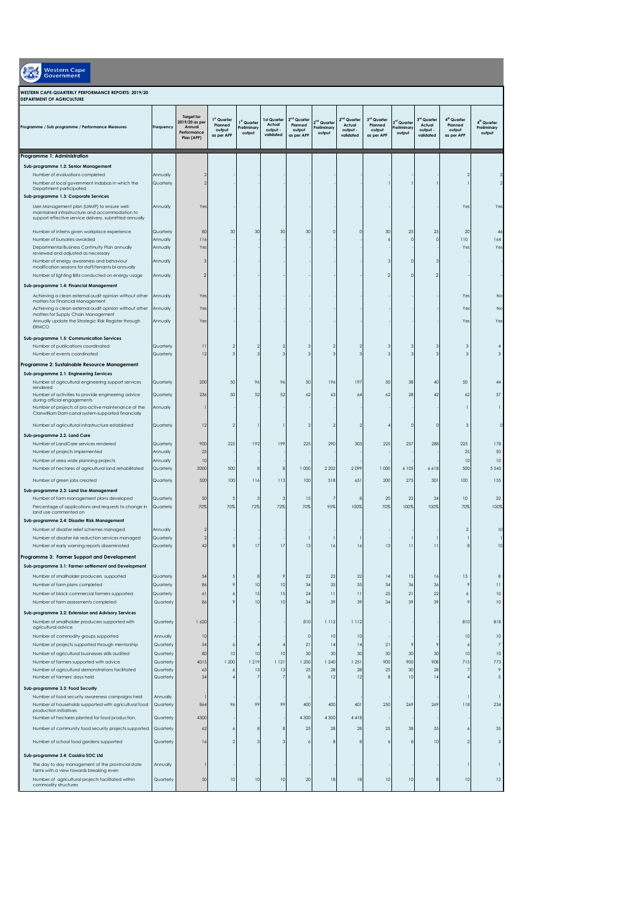Western Cape Government

**WESTERN CAPE-QUARTERLY PERFORMANCE REPORTS: 2019/20**
**DEPARTMENT OF AGRICULTURE**

| Programme / Sub programme / Performance Measures | Frequency | Target for 2019/20 as per Annual Performance Plan (APP) | 1st Quarter Planned output as per APP | 1st Quarter Preliminary output | 1st Quarter Actual output - validated | 2nd Quarter Planned output as per APP | 2nd Quarter Preliminary output | 2nd Quarter Actual output - validated | 3rd Quarter Planned output as per APP | 3rd Quarter Preliminary output | 3rd Quarter Actual output - validated | 4th Quarter Planned output as per APP | 4th Quarter Preliminary output |
|---|---|---|---|---|---|---|---|---|---|---|---|---|---|
| **Programme 1: Administration** | | | | | | | | | | | | | |
| **Sub-programme 1.2: Senior Management** | | | | | | | | | | | | | |
| Number of evaluations completed | Annually | 2 | - | - | - | - | - | - | - | - | - | 2 | 2 |
| Number of local government indabas in which the Department participated | Quarterly | 2 | - | - | - | - | - | - | 1 | 1 | 1 | 1 | 2 |
| **Sub-programme 1.3: Corporate Services** | | | | | | | | | | | | | |
| User Management plan (UAMP) to ensure well-maintained infrastructure and accommodation to support effective service delivery, submitted annually | Annually | Yes | - | - | - | - | - | - | - | - | - | Yes | Yes |
| Number of interns given workplace experience | Quarterly | 80 | 30 | 30 | 30 | 30 | 0 | 0 | 30 | 25 | 25 | 20 | 46 |
| Number of bursaries awarded | Annually | 116 | - | - | - | - | - | - | 6 | 0 | 0 | 110 | 164 |
| Departmental Business Continuity Plan annually reviewed and adjusted as necessary | Annually | Yes | - | - | - | - | - | - | - | - | - | Yes | Yes |
| Number of energy awareness and behaviour modification sessions for staff/tenants bi-annually | Annually | 3 | - | - | - | - | - | - | 3 | 0 | 3 | - | - |
| Number of lighting Blitz conducted on energy usage | Annually | 2 | - | - | - | - | - | - | 2 | 0 | 2 | - | - |
| **Sub-programme 1.4: Financial Management** | | | | | | | | | | | | | |
| Achieving a clean external audit opinion without other matters for Financial Management | Annually | Yes | - | - | - | - | - | - | - | - | - | Yes | No |
| Achieving a clean external audit opinion without other matters for Supply Chain Management | Annually | Yes | - | - | - | - | - | - | - | - | - | Yes | No |
| Annually update the Strategic Risk Register through ERMCO | Annually | Yes | - | - | - | - | - | - | - | - | - | Yes | Yes |
| **Sub-programme 1.5: Communication Services** | | | | | | | | | | | | | |
| Number of publications coordinated | Quarterly | 11 | 2 | 2 | 2 | 3 | 2 | 2 | 3 | 3 | 3 | 3 | 4 |
| Number of events coordinated | Quarterly | 12 | 3 | 3 | 3 | 3 | 3 | 3 | 3 | 3 | 3 | 3 | 3 |
| **Programme 2: Sustainable Resource Management** | | | | | | | | | | | | | |
| **Sub-programme 2.1: Engineering Services** | | | | | | | | | | | | | |
| Number of agricultural engineering support services rendered | Quarterly | 200 | 50 | 96 | 96 | 50 | 196 | 197 | 50 | 38 | 40 | 50 | 44 |
| Number of activities to provide engineering advice during official engagements | Quarterly | 236 | 50 | 52 | 52 | 62 | 63 | 64 | 62 | 28 | 42 | 62 | 37 |
| Number of projects of pro-active maintenance of the Clanwilliam Dam canal system supported financially | Annually | 1 | - | - | - | - | - | - | - | - | - | 1 | 1 |
| Number of agricultural infrastructure established | Quarterly | 12 | 2 | 1 | 1 | 3 | 2 | 2 | 4 | 0 | 0 | 3 | 0 |
| **Sub-programme 2.2. Land Care** | | | | | | | | | | | | | |
| Number of LandCare services rendered | Quarterly | 900 | 225 | 192 | 199 | 225 | 290 | 303 | 225 | 257 | 288 | 225 | 178 |
| Number of projects implemented | Annually | 25 | - | - | - | - | - | - | - | - | - | 25 | 50 |
| Number of area wide planning projects | Annually | 10 | - | - | - | - | - | - | - | - | - | 10 | 10 |
| Number of hectares of agricultural land rehabilitated | Quarterly | 3000 | 500 | 8 | 8 | 1 000 | 2 202 | 2 099 | 1 000 | 6 105 | 6 618 | 500 | 5 545 |
| Number of green jobs created | Quarterly | 500 | 100 | 116 | 113 | 100 | 518 | 651 | 200 | 275 | 301 | 100 | 155 |
| **Sub-programme 2.3: Land Use Management** | | | | | | | | | | | | | |
| Number of farm management plans developed | Quarterly | 50 | 5 | 3 | 3 | 15 | 7 | 8 | 20 | 22 | 24 | 10 | 22 |
| Percentage of applications and requests to change in land use commented on | Quarterly | 70% | 70% | 72% | 72% | 70% | 95% | 100% | 70% | 100% | 100% | 70% | 100% |
| **Sub-programme 2.4: Disaster Risk Management** | | | | | | | | | | | | | |
| Number of disaster relief schemes managed | Annually | 2 | - | - | - | - | - | - | - | - | - | 2 | 10 |
| Number of disaster risk reduction services managed | Quarterly | 2 | - | - | - | 1 | 1 | 1 | - | 1 | 1 | 1 | 1 |
| Number of early warning reports disseminated | Quarterly | 42 | 8 | 17 | 17 | 13 | 16 | 16 | 13 | 11 | 11 | 8 | 10 |
| **Programme 3: Farmer Support and Development** | | | | | | | | | | | | | |
| **Sub-programme 3.1: Farmer-settlement and Development** | | | | | | | | | | | | | |
| Number of smallholder producers supported | Quarterly | 54 | 5 | 8 | 9 | 22 | 22 | 22 | 14 | 15 | 16 | 13 | 8 |
| Number of farm plans completed | Quarterly | 86 | 9 | 10 | 10 | 34 | 35 | 35 | 34 | 36 | 36 | 9 | 11 |
| Number of black commercial farmers supported | Quarterly | 61 | 6 | 15 | 15 | 24 | 11 | 11 | 25 | 21 | 22 | 6 | 10 |
| Number of farm assessments completed | Quarterly | 86 | 9 | 10 | 10 | 34 | 39 | 39 | 34 | 39 | 39 | 9 | 10 |
| **Sub-programme 3.2: Extension and Advisory Services** | | | | | | | | | | | | | |
| Number of smallholder producers supported with agricultural advice | Quarterly | 1 620 | - | - | - | 810 | 1 112 | 1 112 | - | - | - | 810 | 818 |
| Number of commodity groups supported | Annually | 10 | - | - | - | 0 | 10 | 10 | - | - | - | 10 | 10 |
| Number of projects supported through mentorship | Quarterly | 54 | 6 | 4 | 4 | 21 | 14 | 14 | 21 | 9 | 9 | 6 | 7 |
| Number of agricultural businesses skills audited | Quarterly | 80 | 10 | 10 | 10 | 30 | 30 | 30 | 30 | 30 | 30 | 10 | 10 |
| Number of farmers supported with advice | Quarterly | 4015 | 1 200 | 1 219 | 1 121 | 1 200 | 1 240 | 1 251 | 900 | 900 | 908 | 715 | 773 |
| Number of agricultural demonstrations facilitated | Quarterly | 63 | 6 | 13 | 13 | 25 | 28 | 28 | 25 | 30 | 28 | 7 | 9 |
| Number of farmers' days held | Quarterly | 24 | 4 | 7 | 7 | 8 | 12 | 12 | 8 | 10 | 14 | 4 | 5 |
| **Sub-programme 3.3: Food Security** | | | | | | | | | | | | | |
| Number of food security awareness campaigns held | Annually | 1 | - | - | - | - | - | - | - | - | - | 1 | 1 |
| Number of households supported with agricultural food production initiatives | Quarterly | 864 | 96 | 99 | 99 | 400 | 400 | 401 | 250 | 269 | 269 | 118 | 234 |
| Number of hectares planted for food production. | Quarterly | 4300 | - | - | - | 4 300 | 4 300 | 4 418 | - | - | - | - | - |
| Number of community food security projects supported | Quarterly | 62 | 6 | 8 | 8 | 25 | 28 | 28 | 25 | 38 | 35 | 6 | 35 |
| Number of school food gardens supported | Quarterly | 16 | 2 | 3 | 3 | 6 | 8 | 8 | 6 | 8 | 10 | 2 | 3 |
| **Sub-programme 3.4: Casidra SOC Ltd** | | | | | | | | | | | | | |
| The day to day management of the provincial state farms with a view towards breaking even | Annually | 1 | - | - | - | - | - | - | - | - | - | 1 | 1 |
| Number of agricultural projects facilitated within commodity structures | Quarterly | 50 | 10 | 10 | 10 | 20 | 18 | 18 | 10 | 10 | 8 | 10 | 12 |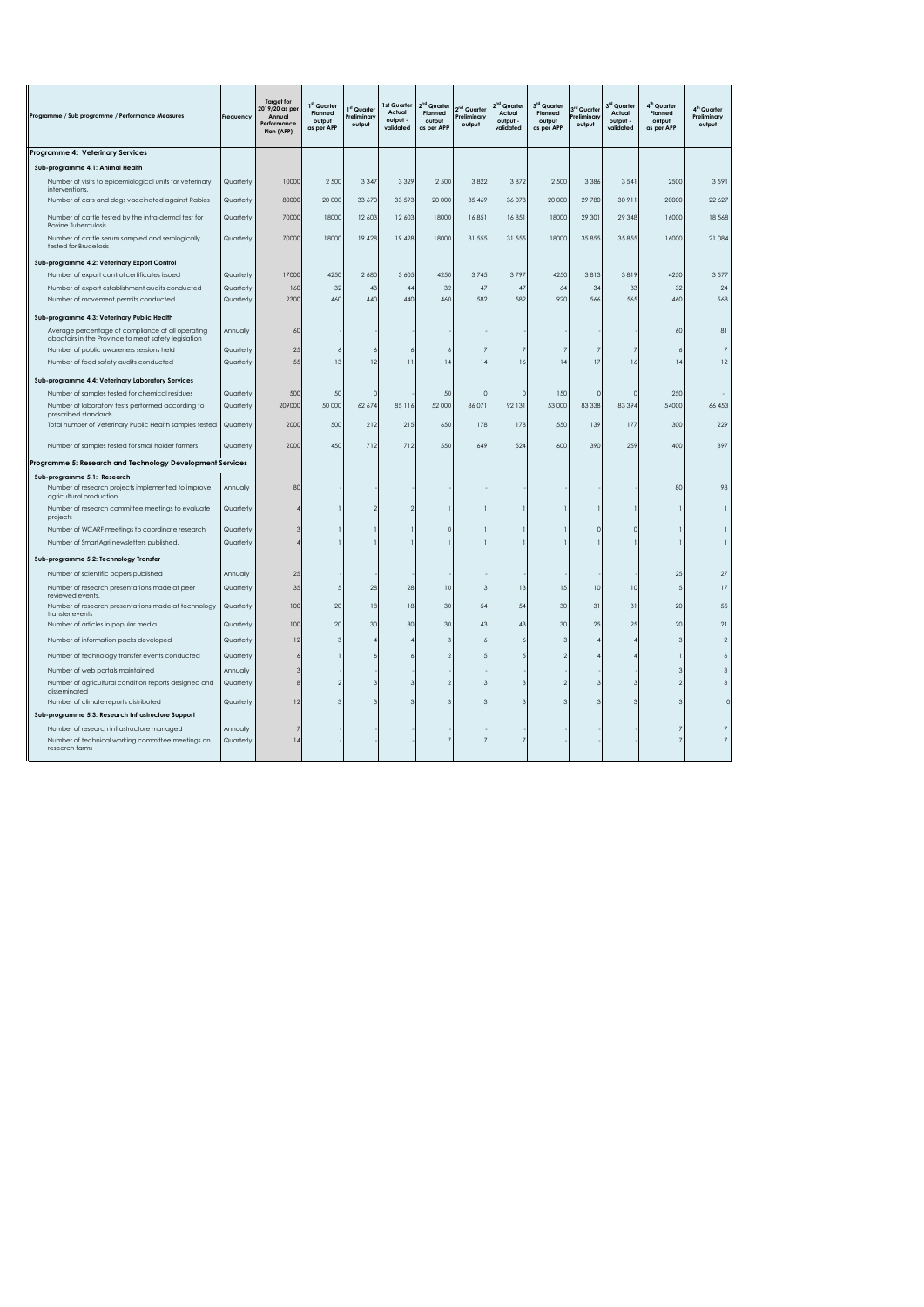| Programme / Sub programme / Performance Measures | Frequency | Target for 2019/20 as per Annual Performance Plan (APP) | 1st Quarter Planned output as per APP | 1st Quarter Preliminary output | 1st Quarter Actual output - validated | 2nd Quarter Planned output as per APP | 2nd Quarter Preliminary output | 2nd Quarter Actual output - validated | 3rd Quarter Planned output as per APP | 3rd Quarter Preliminary output | 3rd Quarter Actual output - validated | 4th Quarter Planned output as per APP | 4th Quarter Preliminary output |
|---|---|---|---|---|---|---|---|---|---|---|---|---|---|
| **Programme 4: Veterinary Services** | | | | | | | | | | | | | |
| **Sub-programme 4.1: Animal Health** | | | | | | | | | | | | | |
| Number of visits to epidemiological units for veterinary interventions. | Quarterly | 10000 | 2 500 | 3 347 | 3 329 | 2 500 | 3 822 | 3 872 | 2 500 | 3 386 | 3 541 | 2500 | 3 591 |
| Number of cats and dogs vaccinated against Rabies | Quarterly | 80000 | 20 000 | 33 670 | 33 593 | 20 000 | 35 469 | 36 078 | 20 000 | 29 780 | 30 911 | 20000 | 22 627 |
| Number of cattle tested by the intra-dermal test for Bovine Tuberculosis | Quarterly | 70000 | 18000 | 12 603 | 12 603 | 18000 | 16 851 | 16 851 | 18000 | 29 301 | 29 348 | 16000 | 18 568 |
| Number of cattle serum sampled and serologically tested for Brucellosis | Quarterly | 70000 | 18000 | 19 428 | 19 428 | 18000 | 31 555 | 31 555 | 18000 | 35 855 | 35 855 | 16000 | 21 084 |
| **Sub-programme 4.2: Veterinary Export Control** | | | | | | | | | | | | | |
| Number of export control certificates issued | Quarterly | 17000 | 4250 | 2 680 | 3 605 | 4250 | 3 745 | 3 797 | 4250 | 3 813 | 3 819 | 4250 | 3 577 |
| Number of export establishment audits conducted | Quarterly | 160 | 32 | 43 | 44 | 32 | 47 | 47 | 64 | 34 | 33 | 32 | 24 |
| Number of movement permits conducted | Quarterly | 2300 | 460 | 440 | 440 | 460 | 582 | 582 | 920 | 566 | 565 | 460 | 568 |
| **Sub-programme 4.3: Veterinary Public Health** | | | | | | | | | | | | | |
| Average percentage of compliance of all operating abbatoirs in the Province to meat safety legislation | Annually | 60 | - | - | - | - | - | - | - | - | - | 60 | 81 |
| Number of public awareness sessions held | Quarterly | 25 | 6 | 6 | 6 | 6 | 7 | 7 | 7 | 7 | 7 | 6 | 7 |
| Number of food safety audits conducted | Quarterly | 55 | 13 | 12 | 11 | 14 | 14 | 16 | 14 | 17 | 16 | 14 | 12 |
| **Sub-programme 4.4: Veterinary Laboratory Services** | | | | | | | | | | | | | |
| Number of samples tested for chemical residues | Quarterly | 500 | 50 | 0 | - | 50 | 0 | 0 | 150 | 0 | 0 | 250 | - |
| Number of laboratory tests performed according to prescribed standards. | Quarterly | 209000 | 50 000 | 62 674 | 85 116 | 52 000 | 86 071 | 92 131 | 53 000 | 83 338 | 83 394 | 54000 | 66 453 |
| Total number of Veterinary Public Health samples tested | Quarterly | 2000 | 500 | 212 | 215 | 650 | 178 | 178 | 550 | 139 | 177 | 300 | 229 |
| Number of samples tested for small holder farmers | Quarterly | 2000 | 450 | 712 | 712 | 550 | 649 | 524 | 600 | 390 | 259 | 400 | 397 |
| **Programme 5: Research and Technology Development Services** | | | | | | | | | | | | | |
| **Sub-programme 5.1: Research** | | | | | | | | | | | | | |
| Number of research projects implemented to improve agricultural production | Annually | 80 | - | - | - | - | - | - | - | - | - | 80 | 98 |
| Number of research committee meetings to evaluate projects | Quarterly | 4 | 1 | 2 | 2 | 1 | 1 | 1 | 1 | 1 | 1 | 1 | 1 |
| Number of WCARF meetings to coordinate research | Quarterly | 3 | 1 | 1 | 1 | 0 | 1 | 1 | 1 | 0 | 0 | 1 | 1 |
| Number of SmartAgri newsletters published. | Quarterly | 4 | 1 | 1 | 1 | 1 | 1 | 1 | 1 | 1 | 1 | 1 | 1 |
| **Sub-programme 5.2: Technology Transfer** | | | | | | | | | | | | | |
| Number of scientific papers published | Annually | 25 | - | - | - | - | - | - | - | - | - | 25 | 27 |
| Number of research presentations made at peer reviewed events. | Quarterly | 35 | 5 | 28 | 28 | 10 | 13 | 13 | 15 | 10 | 10 | 5 | 17 |
| Number of research presentations made at technology transfer events | Quarterly | 100 | 20 | 18 | 18 | 30 | 54 | 54 | 30 | 31 | 31 | 20 | 55 |
| Number of articles in popular media | Quarterly | 100 | 20 | 30 | 30 | 30 | 43 | 43 | 30 | 25 | 25 | 20 | 21 |
| Number of information packs developed | Quarterly | 12 | 3 | 4 | 4 | 3 | 6 | 6 | 3 | 4 | 4 | 3 | 2 |
| Number of technology transfer events conducted | Quarterly | 6 | 1 | 6 | 6 | 2 | 5 | 5 | 2 | 4 | 4 | 1 | 6 |
| Number of web portals maintained | Annually | 3 | - | - | - | - | - | - | - | - | - | 3 | 3 |
| Number of agricultural condition reports designed and disseminated | Quarterly | 8 | 2 | 3 | 3 | 2 | 3 | 3 | 2 | 3 | 3 | 2 | 3 |
| Number of climate reports distributed | Quarterly | 12 | 3 | 3 | 3 | 3 | 3 | 3 | 3 | 3 | 3 | 3 | 0 |
| **Sub-programme 5.3: Research Infrastructure Support** | | | | | | | | | | | | | |
| Number of research infrastructure managed | Annually | 7 | - | - | - | - | - | - | - | - | - | 7 | 7 |
| Number of technical working committee meetings on research farms | Quarterly | 14 | - | - | - | 7 | 7 | 7 | - | - | - | 7 | 7 |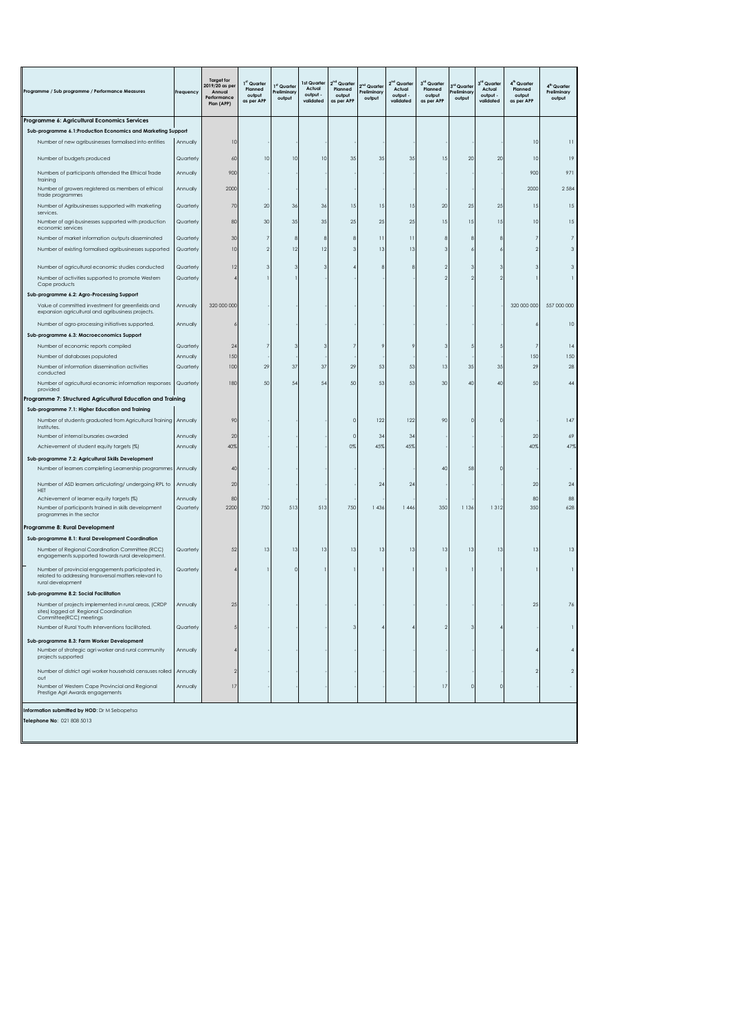| Programme / Sub programme / Performance Measures | Frequency | Target for 2019/20 as per Annual Performance Plan (APP) | 1st Quarter Planned output as per APP | 1st Quarter Preliminary output | 1st Quarter Actual output - validated | 2nd Quarter Planned output as per APP | 2nd Quarter Preliminary output | 2nd Quarter Actual output - validated | 3rd Quarter Planned output as per APP | 3rd Quarter Preliminary output | 3rd Quarter Actual output - validated | 4th Quarter Planned output as per APP | 4th Quarter Preliminary output |
|---|---|---|---|---|---|---|---|---|---|---|---|---|---|
| **Programme 6: Agricultural Economics Services** | | | | | | | | | | | | | |
| **Sub-programme 6.1:Production Economics and Marketing Support** | | | | | | | | | | | | | |
| Number of new agribusinesses formalised into entities | Annually | 10 | - | - | - | - | - | - | - | - | - | 10 | 11 |
| Number of budgets produced | Quarterly | 60 | 10 | 10 | 10 | 35 | 35 | 35 | 15 | 20 | 20 | 10 | 19 |
| Numbers of participants attended the Ethical Trade training | Annually | 900 | - | - | - | - | - | - | - | - | - | 900 | 971 |
| Number of growers registered as members of ethical trade programmes | Annually | 2000 | - | - | - | - | - | - | - | - | - | 2000 | 2 584 |
| Number of Agribusinesses supported with marketing services. | Quarterly | 70 | 20 | 36 | 36 | 15 | 15 | 15 | 20 | 25 | 25 | 15 | 15 |
| Number of agri-businesses supported with production economic services | Quarterly | 80 | 30 | 35 | 35 | 25 | 25 | 25 | 15 | 15 | 15 | 10 | 15 |
| Number of market information outputs disseminated | Quarterly | 30 | 7 | 8 | 8 | 8 | 11 | 11 | 8 | 8 | 8 | 7 | 7 |
| Number of existing formalised agribusinesses supported | Quarterly | 10 | 2 | 12 | 12 | 3 | 13 | 13 | 3 | 6 | 6 | 2 | 3 |
| Number of agricultural economic studies conducted | Quarterly | 12 | 3 | 3 | 3 | 4 | 8 | 8 | 2 | 3 | 3 | 3 | 3 |
| Number of activities supported to promote Western Cape products | Quarterly | 4 | 1 | 1 | - | - | - | - | 2 | 2 | 2 | 1 | 1 |
| **Sub-programme 6.2: Agro-Processing Support** | | | | | | | | | | | | | |
| Value of committed investment for greenfields and expansion agricultural and agribusiness projects. | Annually | 320 000 000 | - | - | - | - | - | - | - | - | - | 320 000 000 | 557 000 000 |
| Number of agro-processing initiatives supported. | Annually | 6 | - | - | - | - | - | - | - | - | - | 6 | 10 |
| **Sub-programme 6.3: Macroeconomics Support** | | | | | | | | | | | | | |
| Number of economic reports compiled | Quarterly | 24 | 7 | 3 | 3 | 7 | 9 | 9 | 3 | 5 | 5 | 7 | 14 |
| Number of databases populated | Annually | 150 | - | - | - | - | - | - | - | - | - | 150 | 150 |
| Number of information dissemination activities conducted | Quarterly | 100 | 29 | 37 | 37 | 29 | 53 | 53 | 13 | 35 | 35 | 29 | 28 |
| Number of agricultural economic information responses provided | Quarterly | 180 | 50 | 54 | 54 | 50 | 53 | 53 | 30 | 40 | 40 | 50 | 44 |
| **Programme 7: Structured Agricultural Education and Training** | | | | | | | | | | | | | |
| **Sub-programme 7.1: Higher Education and Training** | | | | | | | | | | | | | |
| Number of students graduated from Agricultural Training Institutes. | Annually | 90 | - | - | - | 0 | 122 | 122 | 90 | 0 | 0 | - | 147 |
| Number of internal bursaries awarded | Annually | 20 | - | - | - | 0 | 34 | 34 | - | - | - | 20 | 69 |
| Achievement of student equity targets (%) | Annually | 40% | - | - | - | 0% | 45% | 45% | - | - | - | 40% | 47% |
| **Sub-programme 7.2: Agricultural Skills Development** | | | | | | | | | | | | | |
| Number of learners completing Learnership programmes | Annually | 40 | - | - | - | - | - | - | 40 | 58 | 0 | - | - |
| Number of ASD learners articulating/ undergoing RPL to HET | Annually | 20 | - | - | - | - | 24 | 24 | - | - | - | 20 | 24 |
| Achievement of learner equity targets (%) | Annually | 80 | - | - | - | - | - | - | - | - | - | 80 | 88 |
| Number of participants trained in skills development programmes in the sector | Quarterly | 2200 | 750 | 513 | 513 | 750 | 1 436 | 1 446 | 350 | 1 136 | 1 312 | 350 | 628 |
| **Programme 8: Rural Development** | | | | | | | | | | | | | |
| **Sub-programme 8.1: Rural Development Coordination** | | | | | | | | | | | | | |
| Number of Regional Coordination Committee (RCC) engagements supported towards rural development. | Quarterly | 52 | 13 | 13 | 13 | 13 | 13 | 13 | 13 | 13 | 13 | 13 | 13 |
| Number of provincial engagements participated in, related to addressing transversal matters relevant to rural development | Quarterly | 4 | 1 | 0 | 1 | 1 | 1 | 1 | 1 | 1 | 1 | 1 | 1 |
| **Sub-programme 8.2: Social Facilitation** | | | | | | | | | | | | | |
| Number of projects implemented in rural areas, (CRDP sites) logged at Regional Coordination Committee(RCC) meetings | Annually | 25 | - | - | - | - | - | - | - | - | - | 25 | 76 |
| Number of Rural Youth Interventions facilitated. | Quarterly | 5 | - | - | - | 3 | 4 | 4 | 2 | 3 | 4 | - | 1 |
| **Sub-programme 8.3: Farm Worker Development** | | | | | | | | | | | | | |
| Number of strategic agri worker and rural community projects supported | Annually | 4 | - | - | - | - | - | - | - | - | - | 4 | 4 |
| Number of district agri worker household censuses rolled out | Annually | 2 | - | - | - | - | - | - | - | - | - | 2 | 2 |
| Number of Western Cape Provincial and Regional Prestige Agri Awards engagements | Annually | 17 | - | - | - | - | - | - | 17 | 0 | 0 | - | - |

**Information submitted by HOD:** Dr M Sebopetsa

**Telephone No:** 021 808 5013